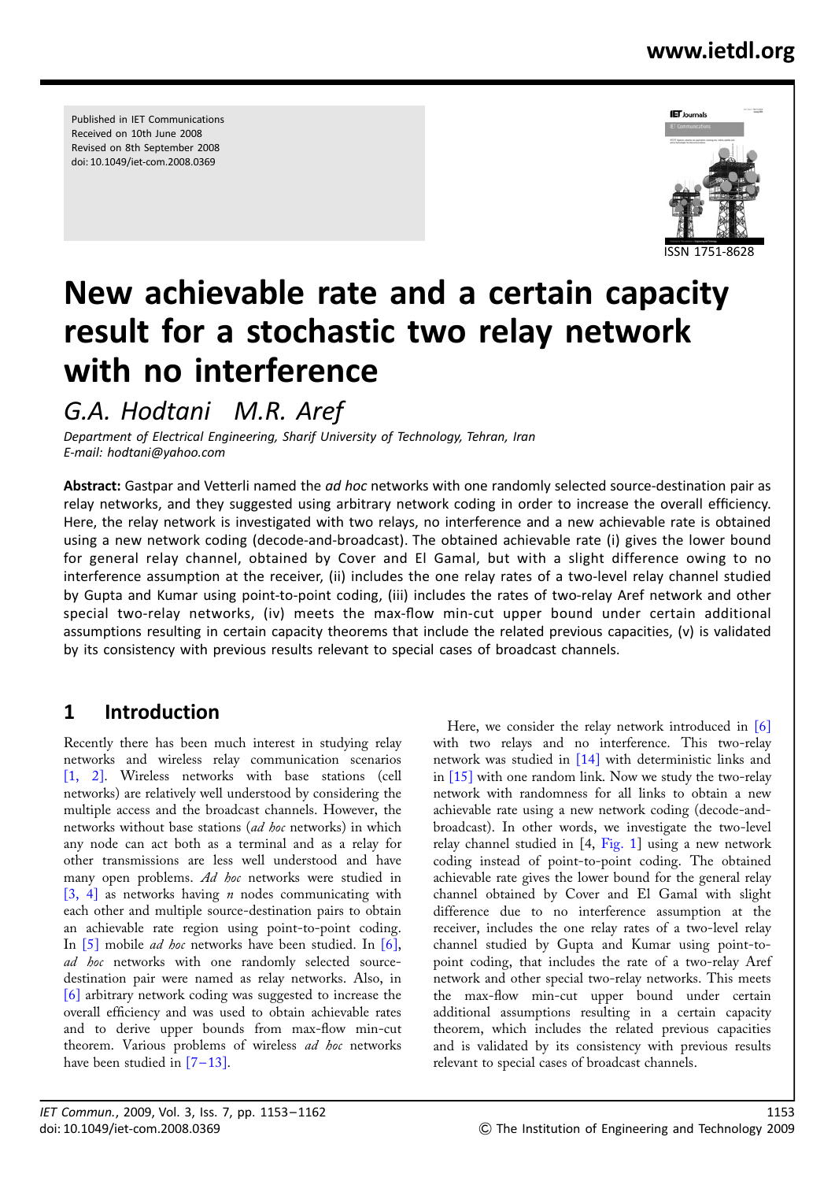Published in IET Communications
Received on 10th June 2008
Revised on 8th September 2008
doi: 10.1049/iet-com.2008.0369

ISSN 1751-8628

# New achievable rate and a certain capacity result for a stochastic two relay network with no interference

*G.A. Hodtani M.R. Aref*

*Department of Electrical Engineering, Sharif University of Technology, Tehran, Iran*
*E-mail: hodtani@yahoo.com*

**Abstract:** Gastpar and Vetterli named the *ad hoc* networks with one randomly selected source-destination pair as relay networks, and they suggested using arbitrary network coding in order to increase the overall efficiency. Here, the relay network is investigated with two relays, no interference and a new achievable rate is obtained using a new network coding (decode-and-broadcast). The obtained achievable rate (i) gives the lower bound for general relay channel, obtained by Cover and El Gamal, but with a slight difference owing to no interference assumption at the receiver, (ii) includes the one relay rates of a two-level relay channel studied by Gupta and Kumar using point-to-point coding, (iii) includes the rates of two-relay Aref network and other special two-relay networks, (iv) meets the max-flow min-cut upper bound under certain additional assumptions resulting in certain capacity theorems that include the related previous capacities, (v) is validated by its consistency with previous results relevant to special cases of broadcast channels.

## 1 Introduction

Recently there has been much interest in studying relay networks and wireless relay communication scenarios [1, 2]. Wireless networks with base stations (cell networks) are relatively well understood by considering the multiple access and the broadcast channels. However, the networks without base stations (*ad hoc* networks) in which any node can act both as a terminal and as a relay for other transmissions are less well understood and have many open problems. *Ad hoc* networks were studied in [3, 4] as networks having *n* nodes communicating with each other and multiple source-destination pairs to obtain an achievable rate region using point-to-point coding. In [5] mobile *ad hoc* networks have been studied. In [6], *ad hoc* networks with one randomly selected source-destination pair were named as relay networks. Also, in [6] arbitrary network coding was suggested to increase the overall efficiency and was used to obtain achievable rates and to derive upper bounds from max-flow min-cut theorem. Various problems of wireless *ad hoc* networks have been studied in [7–13].

Here, we consider the relay network introduced in [6] with two relays and no interference. This two-relay network was studied in [14] with deterministic links and in [15] with one random link. Now we study the two-relay network with randomness for all links to obtain a new achievable rate using a new network coding (decode-and-broadcast). In other words, we investigate the two-level relay channel studied in [4, Fig. 1] using a new network coding instead of point-to-point coding. The obtained achievable rate gives the lower bound for the general relay channel obtained by Cover and El Gamal with slight difference due to no interference assumption at the receiver, includes the one relay rates of a two-level relay channel studied by Gupta and Kumar using point-to-point coding, that includes the rate of a two-relay Aref network and other special two-relay networks. This meets the max-flow min-cut upper bound under certain additional assumptions resulting in a certain capacity theorem, which includes the related previous capacities and is validated by its consistency with previous results relevant to special cases of broadcast channels.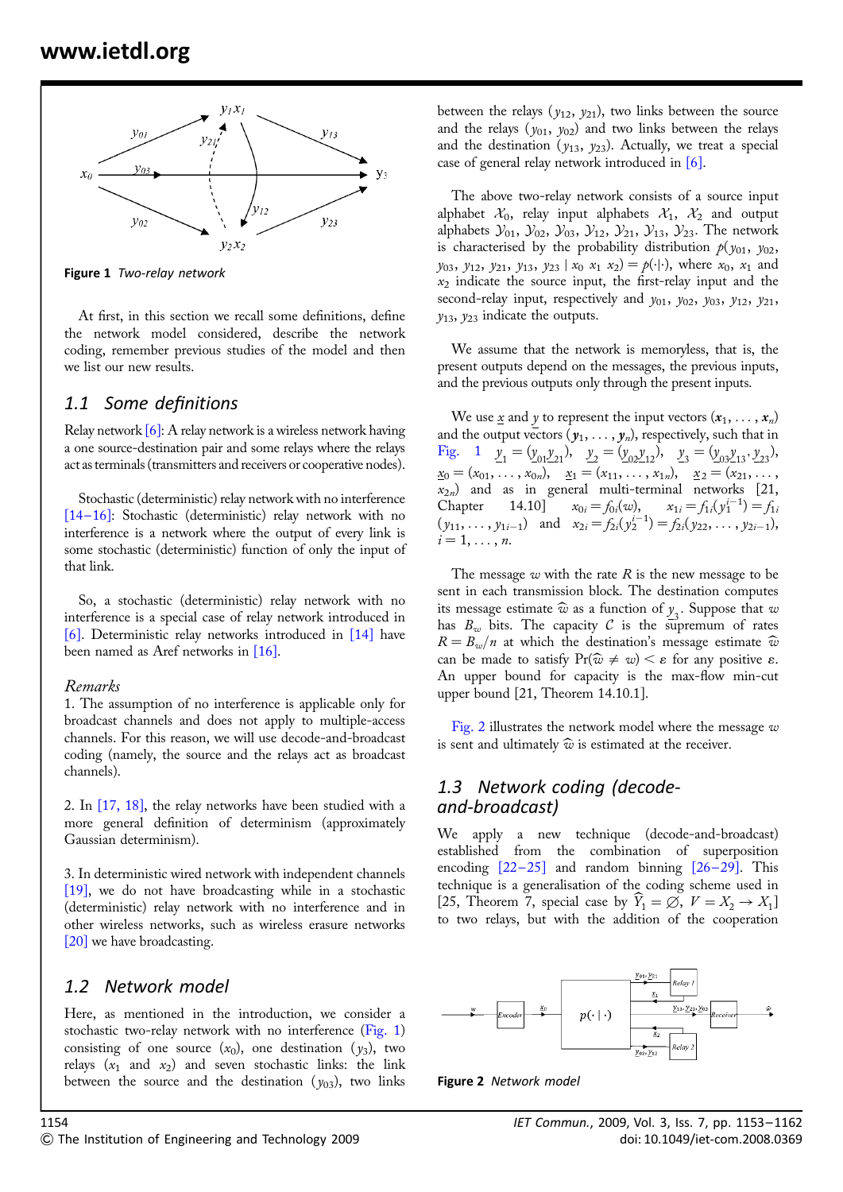Figure 1 *Two-relay network*

At first, in this section we recall some definitions, define the network model considered, describe the network coding, remember previous studies of the model and then we list our new results.

## 1.1 Some definitions

Relay network [6]: A relay network is a wireless network having a one source-destination pair and some relays where the relays act as terminals (transmitters and receivers or cooperative nodes).

Stochastic (deterministic) relay network with no interference [14–16]: Stochastic (deterministic) relay network with no interference is a network where the output of every link is some stochastic (deterministic) function of only the input of that link.

So, a stochastic (deterministic) relay network with no interference is a special case of relay network introduced in [6]. Deterministic relay networks introduced in [14] have been named as Aref networks in [16].

*Remarks*

1. The assumption of no interference is applicable only for broadcast channels and does not apply to multiple-access channels. For this reason, we will use decode-and-broadcast coding (namely, the source and the relays act as broadcast channels).

2. In [17, 18], the relay networks have been studied with a more general definition of determinism (approximately Gaussian determinism).

3. In deterministic wired network with independent channels [19], we do not have broadcasting while in a stochastic (deterministic) relay network with no interference and in other wireless networks, such as wireless erasure networks [20] we have broadcasting.

## 1.2 Network model

Here, as mentioned in the introduction, we consider a stochastic two-relay network with no interference (Fig. 1) consisting of one source ($x_0$), one destination ($y_3$), two relays ($x_1$ and $x_2$) and seven stochastic links: the link between the source and the destination ($y_{03}$), two links between the relays ($y_{12}$, $y_{21}$), two links between the source and the relays ($y_{01}$, $y_{02}$) and two links between the relays and the destination ($y_{13}$, $y_{23}$). Actually, we treat a special case of general relay network introduced in [6].

The above two-relay network consists of a source input alphabet $\mathcal{X}_0$, relay input alphabets $\mathcal{X}_1$, $\mathcal{X}_2$ and output alphabets $\mathcal{Y}_{01}$, $\mathcal{Y}_{02}$, $\mathcal{Y}_{03}$, $\mathcal{Y}_{12}$, $\mathcal{Y}_{21}$, $\mathcal{Y}_{13}$, $\mathcal{Y}_{23}$. The network is characterised by the probability distribution $p(y_{01}, y_{02}, y_{03}, y_{12}, y_{21}, y_{13}, y_{23} \mid x_0\ x_1\ x_2) = p(\cdot|\cdot)$, where $x_0$, $x_1$ and $x_2$ indicate the source input, the first-relay input and the second-relay input, respectively and $y_{01}$, $y_{02}$, $y_{03}$, $y_{12}$, $y_{21}$, $y_{13}$, $y_{23}$ indicate the outputs.

We assume that the network is memoryless, that is, the present outputs depend on the messages, the previous inputs, and the previous outputs only through the present inputs.

We use $\underline{x}$ and $\underline{y}$ to represent the input vectors $(\boldsymbol{x}_1, \ldots, \boldsymbol{x}_n)$ and the output vectors $(\boldsymbol{y}_1, \ldots, \boldsymbol{y}_n)$, respectively, such that in Fig. 1 $\underline{y}_1 = (\underline{y}_{01}\underline{y}_{21})$, $\underline{y}_2 = (\underline{y}_{02}\underline{y}_{12})$, $\underline{y}_3 = (\underline{y}_{03}\underline{y}_{13}, \underline{y}_{23})$, $\underline{x}_0 = (x_{01}, \ldots, x_{0n})$, $\underline{x}_1 = (x_{11}, \ldots, x_{1n})$, $\underline{x}_2 = (x_{21}, \ldots, x_{2n})$ and as in general multi-terminal networks [21, Chapter 14.10] $x_{0i} = f_{0i}(w)$, $x_{1i} = f_{1i}(y_1^{i-1}) = f_{1i}(y_{11}, \ldots, y_{1i-1})$ and $x_{2i} = f_{2i}(y_2^{i-1}) = f_{2i}(y_{22}, \ldots, y_{2i-1})$, $i = 1, \ldots, n$.

The message $w$ with the rate $R$ is the new message to be sent in each transmission block. The destination computes its message estimate $\widehat{w}$ as a function of $\underline{y}_3$. Suppose that $w$ has $B_w$ bits. The capacity $\mathcal{C}$ is the supremum of rates $R = B_w/n$ at which the destination's message estimate $\widehat{w}$ can be made to satisfy $\Pr(\widehat{w} \neq w) < \varepsilon$ for any positive $\varepsilon$. An upper bound for capacity is the max-flow min-cut upper bound [21, Theorem 14.10.1].

Fig. 2 illustrates the network model where the message $w$ is sent and ultimately $\widehat{w}$ is estimated at the receiver.

## 1.3 Network coding (decode-and-broadcast)

We apply a new technique (decode-and-broadcast) established from the combination of superposition encoding [22–25] and random binning [26–29]. This technique is a generalisation of the coding scheme used in [25, Theorem 7, special case by $\widehat{Y}_1 = \varnothing$, $V = X_2 \rightarrow X_1$] to two relays, but with the addition of the cooperation

Figure 2 *Network model*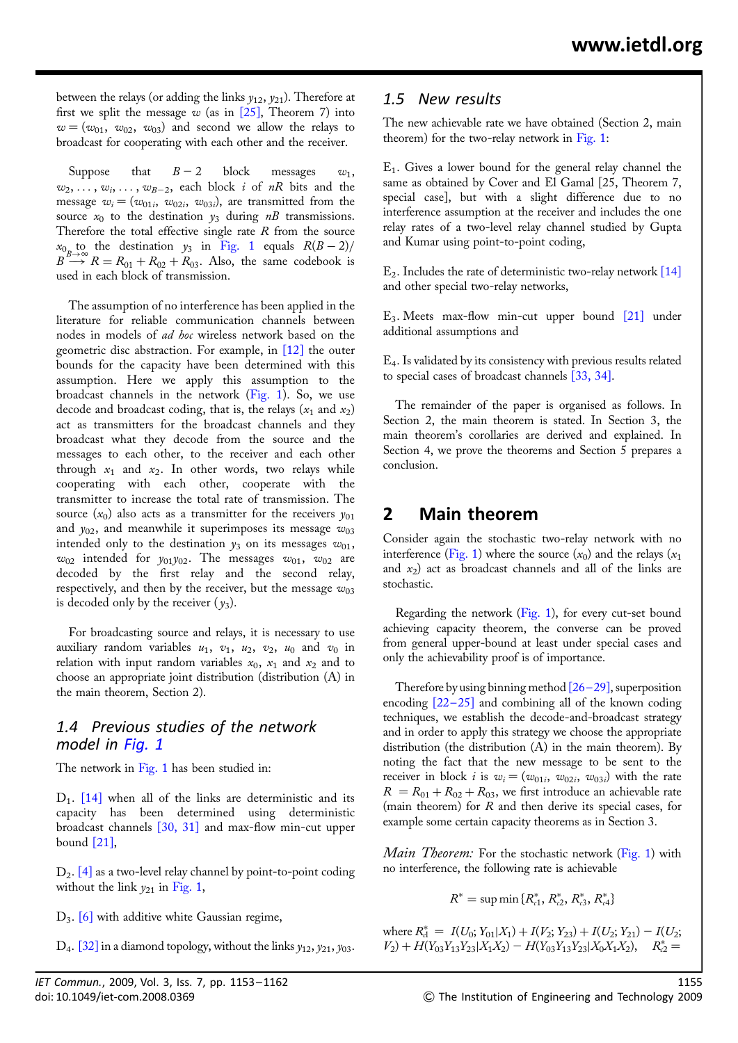between the relays (or adding the links $y_{12}$, $y_{21}$). Therefore at first we split the message $w$ (as in [25], Theorem 7) into $w = (w_{01}, w_{02}, w_{03})$ and second we allow the relays to broadcast for cooperating with each other and the receiver.

Suppose that $B-2$ block messages $w_1, w_2, \ldots, w_i, \ldots, w_{B-2}$, each block $i$ of $nR$ bits and the message $w_i = (w_{01i}, w_{02i}, w_{03i})$, are transmitted from the source $x_0$ to the destination $y_3$ during $nB$ transmissions. Therefore the total effective single rate $R$ from the source $x_0$ to the destination $y_3$ in Fig. 1 equals $R(B-2)/B \xrightarrow[B\to\infty]{} R = R_{01} + R_{02} + R_{03}$. Also, the same codebook is used in each block of transmission.

The assumption of no interference has been applied in the literature for reliable communication channels between nodes in models of *ad hoc* wireless network based on the geometric disc abstraction. For example, in [12] the outer bounds for the capacity have been determined with this assumption. Here we apply this assumption to the broadcast channels in the network (Fig. 1). So, we use decode and broadcast coding, that is, the relays ($x_1$ and $x_2$) act as transmitters for the broadcast channels and they broadcast what they decode from the source and the messages to each other, to the receiver and each other through $x_1$ and $x_2$. In other words, two relays while cooperating with each other, cooperate with the transmitter to increase the total rate of transmission. The source ($x_0$) also acts as a transmitter for the receivers $y_{01}$ and $y_{02}$, and meanwhile it superimposes its message $w_{03}$ intended only to the destination $y_3$ on its messages $w_{01}$, $w_{02}$ intended for $y_{01}y_{02}$. The messages $w_{01}$, $w_{02}$ are decoded by the first relay and the second relay, respectively, and then by the receiver, but the message $w_{03}$ is decoded only by the receiver ($y_3$).

For broadcasting source and relays, it is necessary to use auxiliary random variables $u_1$, $v_1$, $u_2$, $v_2$, $u_0$ and $v_0$ in relation with input random variables $x_0$, $x_1$ and $x_2$ and to choose an appropriate joint distribution (distribution (A) in the main theorem, Section 2).

### *1.4 Previous studies of the network model in Fig. 1*

The network in Fig. 1 has been studied in:

$D_1$. [14] when all of the links are deterministic and its capacity has been determined using deterministic broadcast channels [30, 31] and max-flow min-cut upper bound [21],

$D_2$. [4] as a two-level relay channel by point-to-point coding without the link $y_{21}$ in Fig. 1,

$D_3$. [6] with additive white Gaussian regime,

$D_4$. [32] in a diamond topology, without the links $y_{12}, y_{21}, y_{03}$.

### *1.5 New results*

The new achievable rate we have obtained (Section 2, main theorem) for the two-relay network in Fig. 1:

$E_1$. Gives a lower bound for the general relay channel the same as obtained by Cover and El Gamal [25, Theorem 7, special case], but with a slight difference due to no interference assumption at the receiver and includes the one relay rates of a two-level relay channel studied by Gupta and Kumar using point-to-point coding,

$E_2$. Includes the rate of deterministic two-relay network [14] and other special two-relay networks,

$E_3$. Meets max-flow min-cut upper bound [21] under additional assumptions and

$E_4$. Is validated by its consistency with previous results related to special cases of broadcast channels [33, 34].

The remainder of the paper is organised as follows. In Section 2, the main theorem is stated. In Section 3, the main theorem's corollaries are derived and explained. In Section 4, we prove the theorems and Section 5 prepares a conclusion.

## 2 Main theorem

Consider again the stochastic two-relay network with no interference (Fig. 1) where the source ($x_0$) and the relays ($x_1$ and $x_2$) act as broadcast channels and all of the links are stochastic.

Regarding the network (Fig. 1), for every cut-set bound achieving capacity theorem, the converse can be proved from general upper-bound at least under special cases and only the achievability proof is of importance.

Therefore by using binning method [26–29], superposition encoding [22–25] and combining all of the known coding techniques, we establish the decode-and-broadcast strategy and in order to apply this strategy we choose the appropriate distribution (the distribution (A) in the main theorem). By noting the fact that the new message to be sent to the receiver in block $i$ is $w_i = (w_{01i}, w_{02i}, w_{03i})$ with the rate $R = R_{01} + R_{02} + R_{03}$, we first introduce an achievable rate (main theorem) for $R$ and then derive its special cases, for example some certain capacity theorems as in Section 3.

*Main Theorem:* For the stochastic network (Fig. 1) with no interference, the following rate is achievable

$$R^* = \sup \min\{R^*_{c1}, R^*_{c2}, R^*_{c3}, R^*_{c4}\}$$

where $R^*_{c1} = I(U_0; Y_{01}|X_1) + I(V_2; Y_{23}) + I(U_2; Y_{21}) - I(U_2; V_2) + H(Y_{03}Y_{13}Y_{23}|X_1X_2) - H(Y_{03}Y_{13}Y_{23}|X_0X_1X_2)$, $R^*_{c2} =$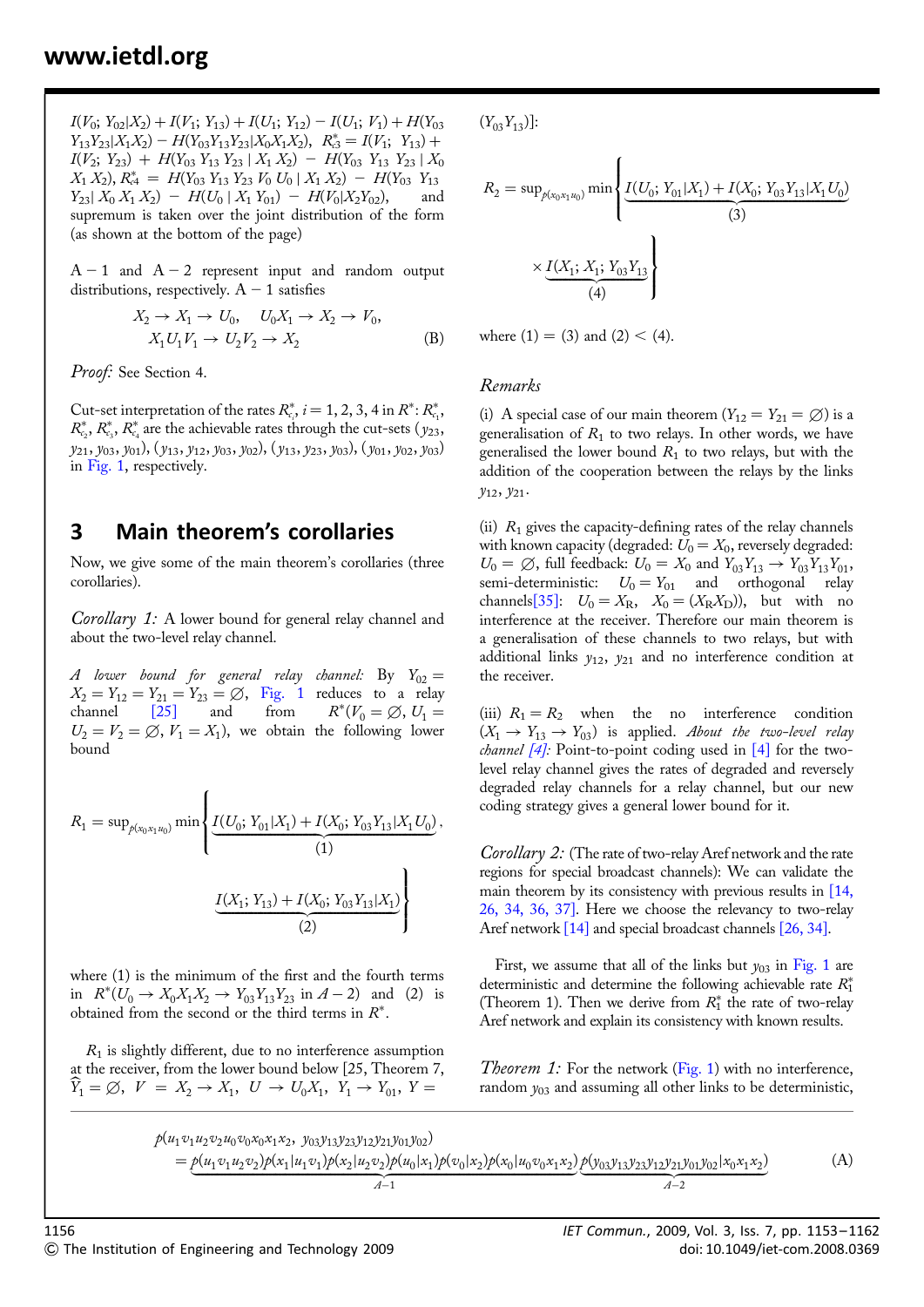$I(V_0;\, Y_{02}|X_2) + I(V_1;\, Y_{13}) + I(U_1;\, Y_{12}) - I(U_1;\, V_1) + H(Y_{03}\, Y_{13}Y_{23}|X_1X_2) - H(Y_{03}Y_{13}Y_{23}|X_0X_1X_2)$, $R^*_{c3} = I(V_1;\, Y_{13}) + I(V_2;\, Y_{23}) + H(Y_{03}\, Y_{13}\, Y_{23}\,|\, X_1\, X_2) - H(Y_{03}\, Y_{13}\, Y_{23}\,|\, X_0\, X_1\, X_2)$, $R^*_{c4} = H(Y_{03}\, Y_{13}\, Y_{23}\, V_0\, U_0\,|\, X_1\, X_2) - H(Y_{03}\, Y_{13}\, Y_{23}|\, X_0\, X_1\, X_2) - H(U_0\,|\, X_1\, Y_{01}) - H(V_0|X_2Y_{02})$, and supremum is taken over the joint distribution of the form (as shown at the bottom of the page)

$A-1$ and $A-2$ represent input and random output distributions, respectively. $A-1$ satisfies

$$X_2 \to X_1 \to U_0, \quad U_0X_1 \to X_2 \to V_0, \quad X_1U_1V_1 \to U_2V_2 \to X_2 \tag{B}$$

*Proof:* See Section 4.

Cut-set interpretation of the rates $R^*_{c_i}, i = 1, 2, 3, 4$ in $R^*$: $R^*_{c_1}, R^*_{c_2}, R^*_{c_3}, R^*_{c_4}$ are the achievable rates through the cut-sets $(y_{23}, y_{21}, y_{03}, y_{01})$, $(y_{13}, y_{12}, y_{03}, y_{02})$, $(y_{13}, y_{23}, y_{03})$, $(y_{01}, y_{02}, y_{03})$ in Fig. 1, respectively.

## 3 Main theorem's corollaries

Now, we give some of the main theorem's corollaries (three corollaries).

*Corollary 1:* A lower bound for general relay channel and about the two-level relay channel.

*A lower bound for general relay channel:* By $Y_{02} = X_2 = Y_{12} = Y_{21} = Y_{23} = \varnothing$, Fig. 1 reduces to a relay channel [25] and from $R^*(V_0 = \varnothing, U_1 = U_2 = V_2 = \varnothing, V_1 = X_1)$, we obtain the following lower bound

$$R_1 = \sup_{p(x_0x_1u_0)} \min\left\{ \underbrace{I(U_0;\, Y_{01}|X_1) + I(X_0;\, Y_{03}Y_{13}|X_1U_0)}_{(1)},\ \underbrace{I(X_1;\, Y_{13}) + I(X_0;\, Y_{03}Y_{13}|X_1)}_{(2)} \right\}$$

where (1) is the minimum of the first and the fourth terms in $R^*(U_0 \to X_0X_1X_2 \to Y_{03}Y_{13}Y_{23}$ in $A-2)$ and (2) is obtained from the second or the third terms in $R^*$.

$R_1$ is slightly different, due to no interference assumption at the receiver, from the lower bound below [25, Theorem 7, $\widehat{Y}_1 = \varnothing$, $V = X_2 \to X_1$, $U \to U_0X_1$, $Y_1 \to Y_{01}$, $Y = (Y_{03}Y_{13})$]:

$$R_2 = \sup_{p(x_0x_1u_0)} \min\left\{ \underbrace{I(U_0;\, Y_{01}|X_1) + I(X_0;\, Y_{03}Y_{13}|X_1U_0)}_{(3)} \times \underbrace{I(X_1;\, X_1;\, Y_{03}Y_{13}}_{(4)} \right\}$$

where (1) = (3) and (2) < (4).

### Remarks

(i) A special case of our main theorem ($Y_{12} = Y_{21} = \varnothing$) is a generalisation of $R_1$ to two relays. In other words, we have generalised the lower bound $R_1$ to two relays, but with the addition of the cooperation between the relays by the links $y_{12}, y_{21}$.

(ii) $R_1$ gives the capacity-defining rates of the relay channels with known capacity (degraded: $U_0 = X_0$, reversely degraded: $U_0 = \varnothing$, full feedback: $U_0 = X_0$ and $Y_{03}Y_{13} \to Y_{03}Y_{13}Y_{01}$, semi-deterministic: $U_0 = Y_{01}$ and orthogonal relay channels[35]: $U_0 = X_R$, $X_0 = (X_RX_D)$), but with no interference at the receiver. Therefore our main theorem is a generalisation of these channels to two relays, but with additional links $y_{12}, y_{21}$ and no interference condition at the receiver.

(iii) $R_1 = R_2$ when the no interference condition $(X_1 \to Y_{13} \to Y_{03})$ is applied. *About the two-level relay channel [4]:* Point-to-point coding used in [4] for the two-level relay channel gives the rates of degraded and reversely degraded relay channels for a relay channel, but our new coding strategy gives a general lower bound for it.

*Corollary 2:* (The rate of two-relay Aref network and the rate regions for special broadcast channels): We can validate the main theorem by its consistency with previous results in [14, 26, 34, 36, 37]. Here we choose the relevancy to two-relay Aref network [14] and special broadcast channels [26, 34].

First, we assume that all of the links but $y_{03}$ in Fig. 1 are deterministic and determine the following achievable rate $R^*_1$ (Theorem 1). Then we derive from $R^*_1$ the rate of two-relay Aref network and explain its consistency with known results.

*Theorem 1:* For the network (Fig. 1) with no interference, random $y_{03}$ and assuming all other links to be deterministic,

$$p(u_1v_1u_2v_2u_0v_0x_0x_1x_2,\ y_{03}y_{13}y_{23}y_{12}y_{21}y_{01}y_{02}) = \underbrace{p(u_1v_1u_2v_2)p(x_1|u_1v_1)p(x_2|u_2v_2)p(u_0|x_1)p(v_0|x_2)p(x_0|u_0v_0x_1x_2)}_{A-1}\ \underbrace{p(y_{03}y_{13}y_{23}y_{12}y_{21}y_{01}y_{02}|x_0x_1x_2)}_{A-2} \tag{A}$$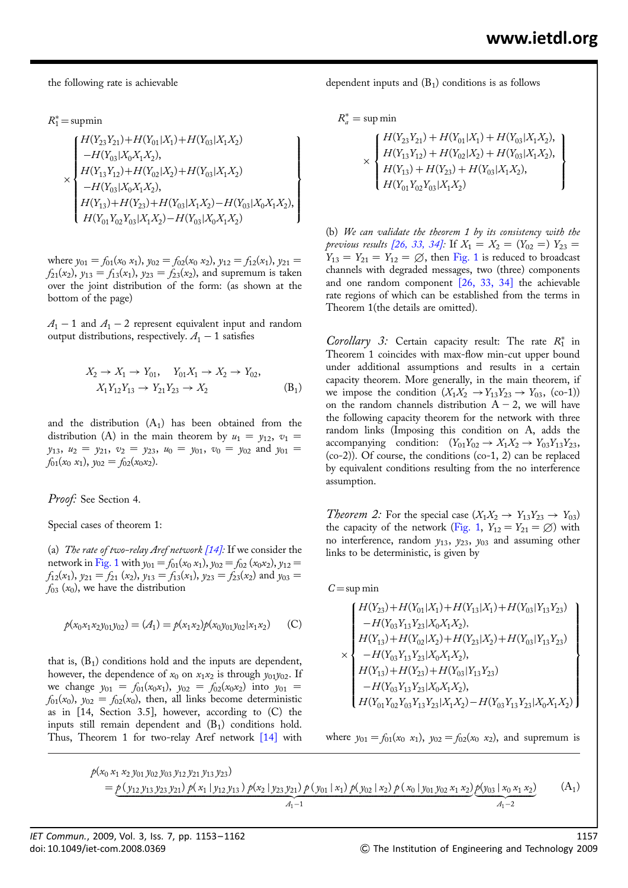the following rate is achievable

$$R_1^* = \sup\min \times \left\{ \begin{array}{l} H(Y_{23}Y_{21}) + H(Y_{01}|X_1) + H(Y_{03}|X_1X_2) \\ -H(Y_{03}|X_0X_1X_2), \\ H(Y_{13}Y_{12}) + H(Y_{02}|X_2) + H(Y_{03}|X_1X_2) \\ -H(Y_{03}|X_0X_1X_2), \\ H(Y_{13}) + H(Y_{23}) + H(Y_{03}|X_1X_2) - H(Y_{03}|X_0X_1X_2), \\ H(Y_{01}Y_{02}Y_{03}|X_1X_2) - H(Y_{03}|X_0X_1X_2) \end{array} \right\}$$

where $y_{01} = f_{01}(x_0\ x_1)$, $y_{02} = f_{02}(x_0\ x_2)$, $y_{12} = f_{12}(x_1)$, $y_{21} = f_{21}(x_2)$, $y_{13} = f_{13}(x_1)$, $y_{23} = f_{23}(x_2)$, and supremum is taken over the joint distribution of the form: (as shown at the bottom of the page)

$A_1 - 1$ and $A_1 - 2$ represent equivalent input and random output distributions, respectively. $A_1 - 1$ satisfies

$$X_2 \rightarrow X_1 \rightarrow Y_{01}, \quad Y_{01}X_1 \rightarrow X_2 \rightarrow Y_{02}, \\ X_1Y_{12}Y_{13} \rightarrow Y_{21}Y_{23} \rightarrow X_2 \qquad (\mathrm{B}_1)$$

and the distribution $(\mathrm{A}_1)$ has been obtained from the distribution (A) in the main theorem by $u_1 = y_{12}$, $v_1 = y_{13}$, $u_2 = y_{21}$, $v_2 = y_{23}$, $u_0 = y_{01}$, $v_0 = y_{02}$ and $y_{01} = f_{01}(x_0\ x_1)$, $y_{02} = f_{02}(x_0x_2)$.

*Proof:* See Section 4.

Special cases of theorem 1:

(a) *The rate of two-relay Aref network [14]:* If we consider the network in Fig. 1 with $y_{01} = f_{01}(x_0\ x_1)$, $y_{02} = f_{02}\ (x_0x_2)$, $y_{12} = f_{12}(x_1)$, $y_{21} = f_{21}\ (x_2)$, $y_{13} = f_{13}(x_1)$, $y_{23} = f_{23}(x_2)$ and $y_{03} = f_{03}\ (x_0)$, we have the distribution

$$p(x_0x_1x_2y_{01}y_{02}) = (A_1) = p(x_1x_2)p(x_0y_{01}y_{02}|x_1x_2) \qquad (\mathrm{C})$$

that is, $(\mathrm{B}_1)$ conditions hold and the inputs are dependent, however, the dependence of $x_0$ on $x_1x_2$ is through $y_{01}y_{02}$. If we change $y_{01} = f_{01}(x_0x_1)$, $y_{02} = f_{02}(x_0x_2)$ into $y_{01} = f_{01}(x_0)$, $y_{02} = f_{02}(x_0)$, then, all links become deterministic as in [14, Section 3.5], however, according to (C) the inputs still remain dependent and $(\mathrm{B}_1)$ conditions hold. Thus, Theorem 1 for two-relay Aref network [14] with dependent inputs and $(\mathrm{B}_1)$ conditions is as follows

$$R_a^* = \sup\min \times \left\{ \begin{array}{l} H(Y_{23}Y_{21}) + H(Y_{01}|X_1) + H(Y_{03}|X_1X_2), \\ H(Y_{13}Y_{12}) + H(Y_{02}|X_2) + H(Y_{03}|X_1X_2), \\ H(Y_{13}) + H(Y_{23}) + H(Y_{03}|X_1X_2), \\ H(Y_{01}Y_{02}Y_{03}|X_1X_2) \end{array} \right\}$$

(b) *We can validate the theorem 1 by its consistency with the previous results [26, 33, 34]:* If $X_1 = X_2 = (Y_{02} =)\ Y_{23} = Y_{13} = Y_{21} = Y_{12} = \varnothing$, then Fig. 1 is reduced to broadcast channels with degraded messages, two (three) components and one random component [26, 33, 34] the achievable rate regions of which can be established from the terms in Theorem 1(the details are omitted).

*Corollary 3:* Certain capacity result: The rate $R_1^*$ in Theorem 1 coincides with max-flow min-cut upper bound under additional assumptions and results in a certain capacity theorem. More generally, in the main theorem, if we impose the condition $(X_1X_2 \rightarrow Y_{13}Y_{23} \rightarrow Y_{03}$, (co-1)) on the random channels distribution $\mathrm{A} - 2$, we will have the following capacity theorem for the network with three random links (Imposing this condition on A, adds the accompanying condition: $(Y_{01}Y_{02} \rightarrow X_1X_2 \rightarrow Y_{03}Y_{13}Y_{23}$, (co-2)). Of course, the conditions (co-1, 2) can be replaced by equivalent conditions resulting from the no interference assumption.

*Theorem 2:* For the special case $(X_1X_2 \rightarrow Y_{13}Y_{23} \rightarrow Y_{03})$ the capacity of the network (Fig. 1, $Y_{12} = Y_{21} = \varnothing$) with no interference, random $y_{13}$, $y_{23}$, $y_{03}$ and assuming other links to be deterministic, is given by

$$C = \sup\min \times \left\{ \begin{array}{l} H(Y_{23}) + H(Y_{01}|X_1) + H(Y_{13}|X_1) + H(Y_{03}|Y_{13}Y_{23}) \\ -H(Y_{03}Y_{13}Y_{23}|X_0X_1X_2), \\ H(Y_{13}) + H(Y_{02}|X_2) + H(Y_{23}|X_2) + H(Y_{03}|Y_{13}Y_{23}) \\ -H(Y_{03}Y_{13}Y_{23}|X_0X_1X_2), \\ H(Y_{13}) + H(Y_{23}) + H(Y_{03}|Y_{13}Y_{23}) \\ -H(Y_{03}Y_{13}Y_{23}|X_0X_1X_2), \\ H(Y_{01}Y_{02}Y_{03}Y_{13}Y_{23}|X_1X_2) - H(Y_{03}Y_{13}Y_{23}|X_0X_1X_2) \end{array} \right\}$$

where $y_{01} = f_{01}(x_0\ x_1)$, $y_{02} = f_{02}(x_0\ x_2)$, and supremum is

$$p(x_0\,x_1\,x_2\,y_{01}\,y_{02}\,y_{03}\,y_{12}\,y_{21}\,y_{13}\,y_{23}) \\ = \underbrace{p(y_{12}\,y_{13}\,y_{23}\,y_{21})\,p(x_1\,|\,y_{12}\,y_{13})\,p(x_2\,|\,y_{23}\,y_{21})\,p(y_{01}\,|\,x_1)\,p(y_{02}\,|\,x_2)\,p(x_0\,|\,y_{01}\,y_{02}\,x_1\,x_2)}_{A_1-1}\underbrace{p(y_{03}\,|\,x_0\,x_1\,x_2)}_{A_1-2} \qquad (\mathrm{A}_1)$$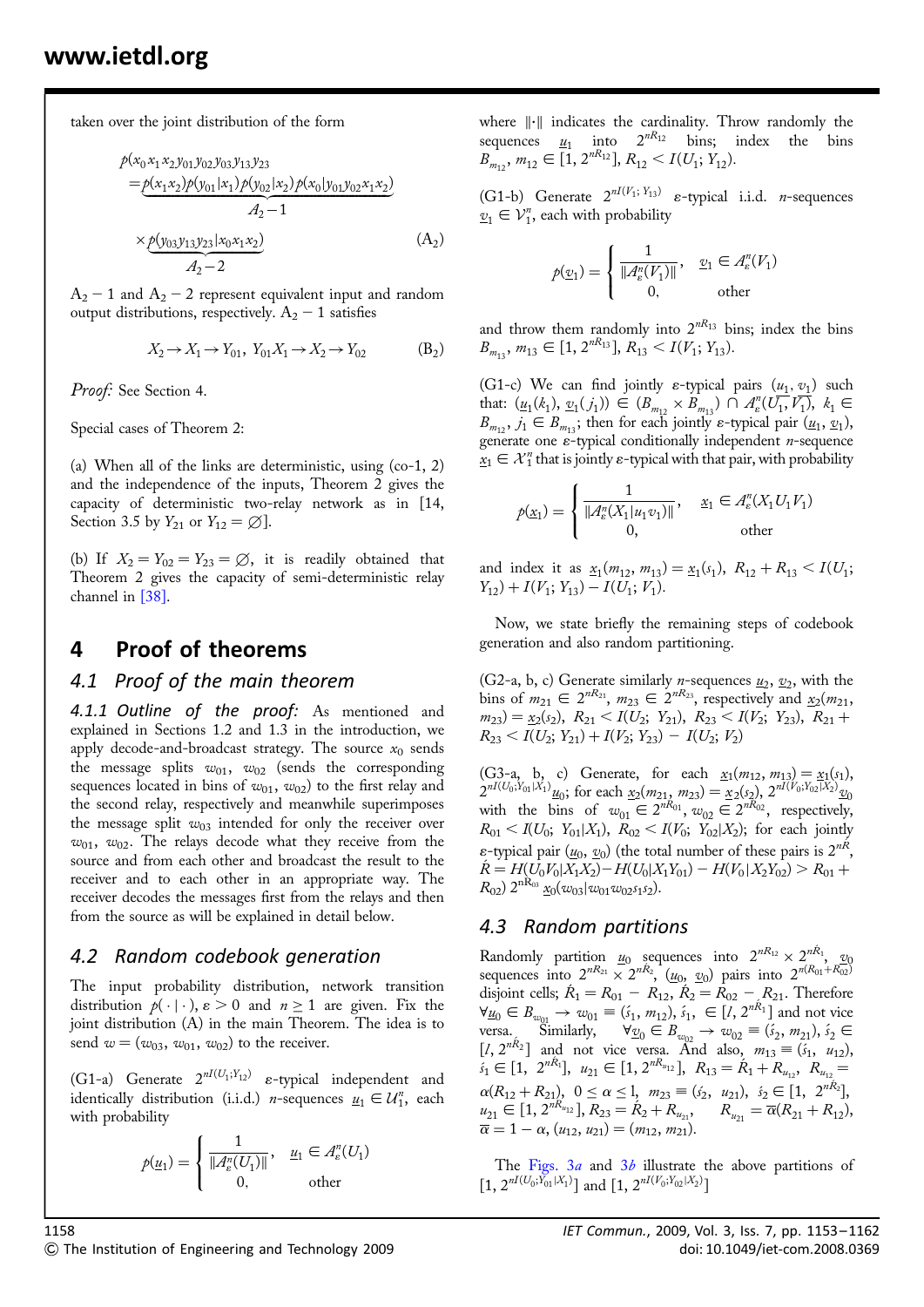taken over the joint distribution of the form

$$p(x_0 x_1 x_2 y_{01} y_{02} y_{03} y_{13} y_{23} = \underbrace{p(x_1 x_2) p(y_{01}|x_1) p(y_{02}|x_2) p(x_0|y_{01} y_{02} x_1 x_2)}_{A_2 - 1} \times \underbrace{p(y_{03} y_{13} y_{23}|x_0 x_1 x_2)}_{A_2 - 2} \qquad (A_2)$$

$A_2 - 1$ and $A_2 - 2$ represent equivalent input and random output distributions, respectively. $A_2 - 1$ satisfies

$$X_2 \to X_1 \to Y_{01},\ Y_{01} X_1 \to X_2 \to Y_{02} \qquad (B_2)$$

*Proof:* See Section 4.

Special cases of Theorem 2:

(a) When all of the links are deterministic, using (co-1, 2) and the independence of the inputs, Theorem 2 gives the capacity of deterministic two-relay network as in [14, Section 3.5 by $Y_{21}$ or $Y_{12} = \varnothing$].

(b) If $X_2 = Y_{02} = Y_{23} = \varnothing$, it is readily obtained that Theorem 2 gives the capacity of semi-deterministic relay channel in [38].

# 4 Proof of theorems

## 4.1 Proof of the main theorem

### 4.1.1 Outline of the proof:

As mentioned and explained in Sections 1.2 and 1.3 in the introduction, we apply decode-and-broadcast strategy. The source $x_0$ sends the message splits $w_{01}$, $w_{02}$ (sends the corresponding sequences located in bins of $w_{01}$, $w_{02}$) to the first relay and the second relay, respectively and meanwhile superimposes the message split $w_{03}$ intended for only the receiver over $w_{01}$, $w_{02}$. The relays decode what they receive from the source and from each other and broadcast the result to the receiver and to each other in an appropriate way. The receiver decodes the messages first from the relays and then from the source as will be explained in detail below.

## 4.2 Random codebook generation

The input probability distribution, network transition distribution $p(\cdot|\cdot)$, $\varepsilon > 0$ and $n \geq 1$ are given. Fix the joint distribution (A) in the main Theorem. The idea is to send $w = (w_{03}, w_{01}, w_{02})$ to the receiver.

(G1-a) Generate $2^{nI(U_1;Y_{12})}$ $\varepsilon$-typical independent and identically distribution (i.i.d.) $n$-sequences $\underline{u}_1 \in \mathcal{U}_1^n$, each with probability

$$p(\underline{u}_1) = \begin{cases} \dfrac{1}{\|A_\varepsilon^n(U_1)\|}, & \underline{u}_1 \in A_\varepsilon^n(U_1) \\ 0, & \text{other} \end{cases}$$

where $\|\cdot\|$ indicates the cardinality. Throw randomly the sequences $\underline{u}_1$ into $2^{nR_{12}}$ bins; index the bins $B_{m_{12}}$, $m_{12} \in [1, 2^{nR_{12}}]$, $R_{12} < I(U_1; Y_{12})$.

(G1-b) Generate $2^{nI(V_1;Y_{13})}$ $\varepsilon$-typical i.i.d. $n$-sequences $\underline{v}_1 \in \mathcal{V}_1^n$, each with probability

$$p(\underline{v}_1) = \begin{cases} \dfrac{1}{\|A_\varepsilon^n(V_1)\|}, & \underline{v}_1 \in A_\varepsilon^n(V_1) \\ 0, & \text{other} \end{cases}$$

and throw them randomly into $2^{nR_{13}}$ bins; index the bins $B_{m_{13}}$, $m_{13} \in [1, 2^{nR_{13}}]$, $R_{13} < I(V_1; Y_{13})$.

(G1-c) We can find jointly $\varepsilon$-typical pairs $(u_1, v_1)$ such that: $(\underline{u}_1(k_1), \underline{v}_1(j_1)) \in (B_{m_{12}} \times B_{m_{13}}) \cap A_\varepsilon^n(\overline{U_1}, \overline{V_1})$, $k_1 \in B_{m_{12}}$, $j_1 \in B_{m_{13}}$; then for each jointly $\varepsilon$-typical pair $(\underline{u}_1, \underline{v}_1)$, generate one $\varepsilon$-typical conditionally independent $n$-sequence $\underline{x}_1 \in \mathcal{X}_1^n$ that is jointly $\varepsilon$-typical with that pair, with probability

$$p(\underline{x}_1) = \begin{cases} \dfrac{1}{\|A_\varepsilon^n(X_1|u_1 v_1)\|}, & \underline{x}_1 \in A_\varepsilon^n(X_1 U_1 V_1) \\ 0, & \text{other} \end{cases}$$

and index it as $\underline{x}_1(m_{12}, m_{13}) = \underline{x}_1(s_1)$, $R_{12} + R_{13} < I(U_1; Y_{12}) + I(V_1; Y_{13}) - I(U_1; V_1)$.

Now, we state briefly the remaining steps of codebook generation and also random partitioning.

(G2-a, b, c) Generate similarly $n$-sequences $\underline{u}_2$, $\underline{v}_2$, with the bins of $m_{21} \in 2^{nR_{21}}$, $m_{23} \in 2^{nR_{23}}$, respectively and $\underline{x}_2(m_{21}, m_{23}) = \underline{x}_2(s_2)$, $R_{21} < I(U_2; Y_{21})$, $R_{23} < I(V_2; Y_{23})$, $R_{21} + R_{23} < I(U_2; Y_{21}) + I(V_2; Y_{23}) - I(U_2; V_2)$

(G3-a, b, c) Generate, for each $\underline{x}_1(m_{12}, m_{13}) = \underline{x}_1(s_1)$, $2^{nI(U_0;Y_{01}|X_1)}\underline{u}_0$; for each $\underline{x}_2(m_{21}, m_{23}) = \underline{x}_2(s_2)$, $2^{nI(V_0;Y_{02}|X_2)}\underline{v}_0$ with the bins of $w_{01} \in 2^{nR_{01}}$, $w_{02} \in 2^{nR_{02}}$, respectively, $R_{01} < I(U_0; Y_{01}|X_1)$, $R_{02} < I(V_0; Y_{02}|X_2)$; for each jointly $\varepsilon$-typical pair $(\underline{u}_0, \underline{v}_0)$ (the total number of these pairs is $2^{n\acute{R}}$, $\acute{R} = H(U_0 V_0|X_1 X_2) - H(U_0|X_1 Y_{01}) - H(V_0|X_2 Y_{02}) > R_{01} + R_{02}$) $2^{nR_{03}}$ $\underline{x}_0(w_{03}|w_{01} w_{02} s_1 s_2)$.

## 4.3 Random partitions

Randomly partition $\underline{u}_0$ sequences into $2^{nR_{12}} \times 2^{n\acute{R}_1}$, $\underline{v}_0$ sequences into $2^{nR_{21}} \times 2^{n\acute{R}_2}$, $(\underline{u}_0, \underline{v}_0)$ pairs into $2^{n(R_{01}+R_{02})}$ disjoint cells; $\acute{R}_1 = R_{01} - R_{12}$, $\acute{R}_2 = R_{02} - R_{21}$. Therefore $\forall \underline{u}_0 \in B_{w_{01}} \to w_{01} \equiv (\acute{s}_1, m_{12})$, $\acute{s}_1 \in [l, 2^{n\acute{R}_1}]$ and not vice versa. Similarly, $\forall \underline{v}_0 \in B_{w_{02}} \to w_{02} \equiv (\acute{s}_2, m_{21})$, $\acute{s}_2 \in [l, 2^{n\acute{R}_2}]$ and not vice versa. And also, $m_{13} \equiv (\acute{s}_1, u_{12})$, $\acute{s}_1 \in [1, 2^{n\acute{R}_1}]$, $u_{21} \in [1, 2^{nR_{u_{12}}}]$, $R_{13} = \acute{R}_1 + R_{u_{12}}$, $R_{u_{12}} = \alpha(R_{12} + R_{21})$, $0 \leq \alpha \leq 1$, $m_{23} \equiv (\acute{s}_2, u_{21})$, $\acute{s}_2 \in [1, 2^{n\acute{R}_2}]$, $u_{21} \in [1, 2^{nR_{u_{12}}}]$, $R_{23} = \acute{R}_2 + R_{u_{21}}$, $R_{u_{21}} = \overline{\alpha}(R_{21} + R_{12})$, $\overline{\alpha} = 1 - \alpha$, $(u_{12}, u_{21}) = (m_{12}, m_{21})$.

The Figs. 3a and 3b illustrate the above partitions of $[1, 2^{nI(U_0;Y_{01}|X_1)}]$ and $[1, 2^{nI(V_0;Y_{02}|X_2)}]$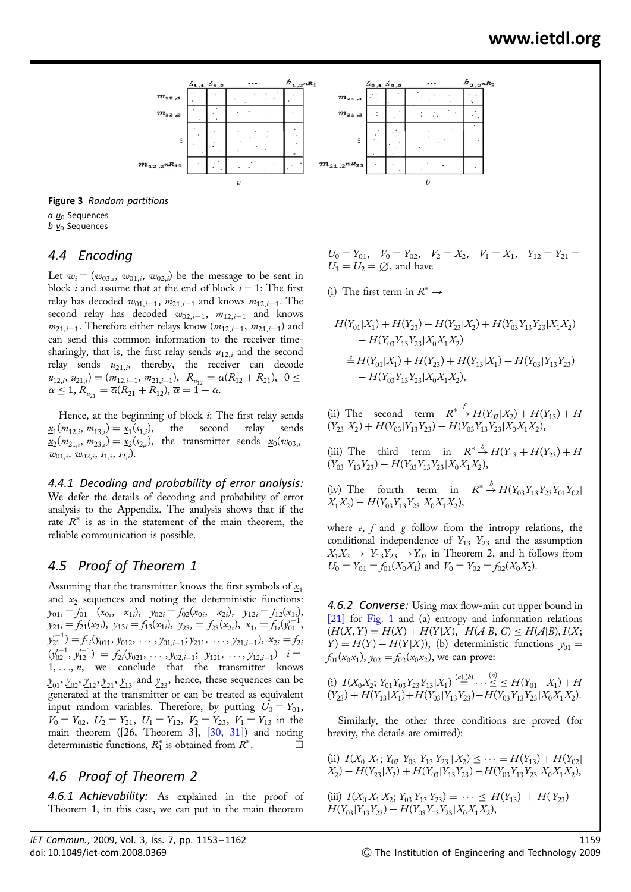Figure 3 *Random partitions*

*a* $\underline{u}_0$ Sequences
*b* $\underline{v}_0$ Sequences

## 4.4 Encoding

Let $w_i = (w_{03,i}, w_{01,i}, w_{02,i})$ be the message to be sent in block $i$ and assume that at the end of block $i-1$: The first relay has decoded $w_{01,i-1}$, $m_{21,i-1}$ and knows $m_{12,i-1}$. The second relay has decoded $w_{02,i-1}$, $m_{12,i-1}$ and knows $m_{21,i-1}$. Therefore either relays know $(m_{12,i-1}, m_{21,i-1})$ and can send this common information to the receiver time-sharingly, that is, the first relay sends $u_{12,i}$ and the second relay sends $u_{21,i}$, thereby, the receiver can decode $u_{12,i}, u_{21,i}) = (m_{12,i-1}, m_{21,i-1})$, $R_{u_{12}} = \alpha(R_{12} + R_{21})$, $0 \leq \alpha \leq 1$, $R_{u_{21}} = \overline{\alpha}(R_{21} + R_{12})$, $\overline{\alpha} = 1 - \alpha$.

Hence, at the beginning of block $i$: The first relay sends $\underline{x}_1(m_{12,i}, m_{13,i}) = \underline{x}_1(s_{1,i})$, the second relay sends $\underline{x}_2(m_{21,i}, m_{23,i}) = \underline{x}_2(s_{2,i})$, the transmitter sends $\underline{x}_0(w_{03,i}| w_{01,i}, w_{02,i}, s_{1,i}, s_{2,i})$.

### 4.4.1 Decoding and probability of error analysis:

We defer the details of decoding and probability of error analysis to the Appendix. The analysis shows that if the rate $R^*$ is as in the statement of the main theorem, the reliable communication is possible.

## 4.5 Proof of Theorem 1

Assuming that the transmitter knows the first symbols of $\underline{x}_1$ and $\underline{x}_2$ sequences and noting the deterministic functions: $y_{01i} = f_{01}(x_{0i}, x_{1i})$, $y_{02i} = f_{02}(x_{0i}, x_{2i})$, $y_{12i} = f_{12}(x_{1i})$, $y_{21i} = f_{21}(x_{2i})$, $y_{13i} = f_{13}(x_{1i})$, $y_{23i} = f_{23}(x_{2i})$, $x_{1i} = f_{1i}(y_{01}^{i-1}, y_{21}^{i-1}) = f_{1i}(y_{011}, y_{012}, \ldots, y_{01,i-1}; y_{211}, \ldots, y_{21,i-1})$, $x_{2i} = f_{2i}(y_{02}^{i-1}, y_{12}^{i-1}) = f_{2i}(y_{021}, \ldots, y_{02,i-1}; y_{121}, \ldots, y_{12,i-1})$ $i = 1, \ldots, n$, we conclude that the transmitter knows $\underline{y}_{01}, \underline{y}_{02}, \underline{y}_{12}, \underline{y}_{21}, \underline{y}_{13}$ and $\underline{y}_{23}$, hence, these sequences can be generated at the transmitter or can be treated as equivalent input random variables. Therefore, by putting $U_0 = Y_{01}$, $V_0 = Y_{02}$, $U_2 = Y_{21}$, $U_1 = Y_{12}$, $V_2 = Y_{23}$, $V_1 = Y_{13}$ in the main theorem ([26, Theorem 3], [30, 31]) and noting deterministic functions, $R_1^*$ is obtained from $R^*$. □

## 4.6 Proof of Theorem 2

### 4.6.1 Achievability:

As explained in the proof of Theorem 1, in this case, we can put in the main theorem $U_0 = Y_{01}$, $V_0 = Y_{02}$, $V_2 = X_2$, $V_1 = X_1$, $Y_{12} = Y_{21} = U_1 = U_2 = \varnothing$, and have

(i) The first term in $R^* \rightarrow$

$$H(Y_{01}|X_1) + H(Y_{23}) - H(Y_{23}|X_2) + H(Y_{03}Y_{13}Y_{23}|X_1X_2) - H(Y_{03}Y_{13}Y_{23}|X_0X_1X_2)$$
$$\stackrel{e}{=} H(Y_{01}|X_1) + H(Y_{23}) + H(Y_{13}|X_1) + H(Y_{03}|Y_{13}Y_{23}) - H(Y_{03}Y_{13}Y_{23}|X_0X_1X_2),$$

(ii) The second term $R^* \xrightarrow{f} H(Y_{02}|X_2) + H(Y_{13}) + H(Y_{23}|X_2) + H(Y_{03}|Y_{13}Y_{23}) - H(Y_{03}Y_{13}Y_{23}|X_0X_1X_2)$,

(iii) The third term in $R^* \xrightarrow{g} H(Y_{13} + H(Y_{23}) + H(Y_{03}|Y_{13}Y_{23}) - H(Y_{03}Y_{13}Y_{23}|X_0X_1X_2)$,

(iv) The fourth term in $R^* \xrightarrow{h} H(Y_{03}Y_{13}Y_{23}Y_{01}Y_{02}|X_1X_2) - H(Y_{03}Y_{13}Y_{23}|X_0X_1X_2)$,

where $e$, $f$ and $g$ follow from the intropy relations, the conditional independence of $Y_{13}$ $Y_{23}$ and the assumption $X_1X_2 \rightarrow Y_{13}Y_{23} \rightarrow Y_{03}$ in Theorem 2, and h follows from $U_0 = Y_{01} = f_{01}(X_0X_1)$ and $V_0 = Y_{02} = f_{02}(X_0X_2)$.

### 4.6.2 Converse:

Using max flow-min cut upper bound in [21] for Fig. 1 and (a) entropy and information relations $(H(X, Y) = H(X) + H(Y|X)$, $H(A|B, C) \leq H(A|B)$, $I(X; Y) = H(Y) - H(Y|X))$, (b) deterministic functions $y_{01} = f_{01}(x_0x_1)$, $y_{02} = f_{02}(x_0x_2)$, we can prove:

(i) $I(X_0X_2; Y_{01}Y_{03}Y_{23}Y_{13}|X_1) \stackrel{(a),(b)}{=} \cdots \stackrel{(a)}{\leq} \leq H(Y_{01} \mid X_1) + H(Y_{23}) + H(Y_{13}|X_1) + H(Y_{03}|Y_{13}Y_{23}) - H(Y_{03}Y_{13}Y_{23}|X_0X_1X_2)$.

Similarly, the other three conditions are proved (for brevity, the details are omitted):

(ii) $I(X_0\, X_1; Y_{02}\, Y_{03}\, Y_{13}\, Y_{23} \mid X_2) \leq \cdots = H(Y_{13}) + H(Y_{02}|X_2) + H(Y_{23}|X_2) + H(Y_{03}|Y_{13}Y_{23}) - H(Y_{03}Y_{13}Y_{23}|X_0X_1X_2)$,

(iii) $I(X_0\, X_1\, X_2; Y_{03}\, Y_{13}\, Y_{23}) = \cdots \leq H(Y_{13}) + H(Y_{23}) + H(Y_{03}|Y_{13}Y_{23}) - H(Y_{03}Y_{13}Y_{23}|X_0X_1X_2)$,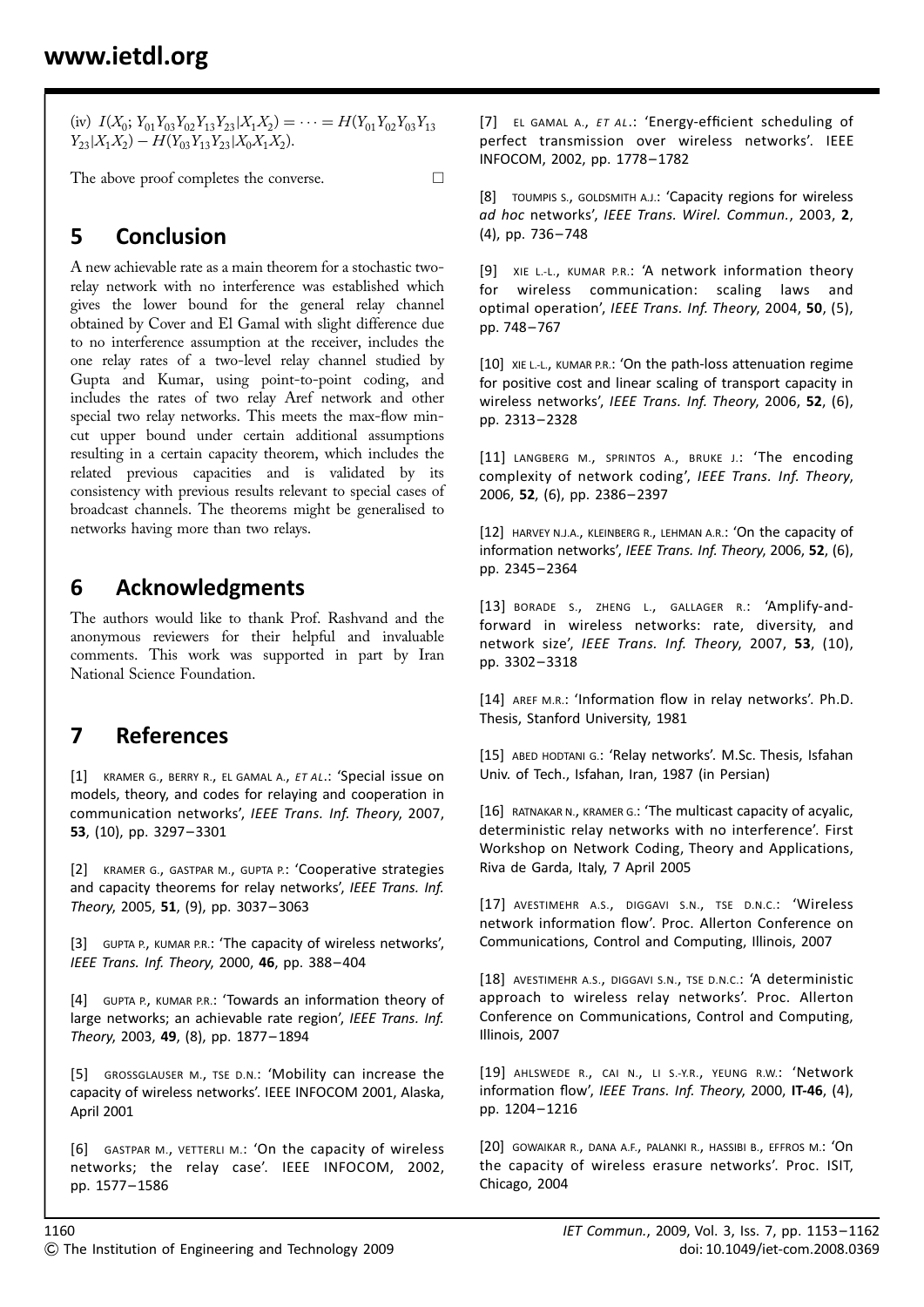(iv) $I(X_0; Y_{01}Y_{03}Y_{02}Y_{13}Y_{23}|X_1X_2) = \cdots = H(Y_{01}Y_{02}Y_{03}Y_{13} Y_{23}|X_1X_2) - H(Y_{03}Y_{13}Y_{23}|X_0X_1X_2)$.

The above proof completes the converse. □

## 5 Conclusion

A new achievable rate as a main theorem for a stochastic two-relay network with no interference was established which gives the lower bound for the general relay channel obtained by Cover and El Gamal with slight difference due to no interference assumption at the receiver, includes the one relay rates of a two-level relay channel studied by Gupta and Kumar, using point-to-point coding, and includes the rates of two relay Aref network and other special two relay networks. This meets the max-flow min-cut upper bound under certain additional assumptions resulting in a certain capacity theorem, which includes the related previous capacities and is validated by its consistency with previous results relevant to special cases of broadcast channels. The theorems might be generalised to networks having more than two relays.

## 6 Acknowledgments

The authors would like to thank Prof. Rashvand and the anonymous reviewers for their helpful and invaluable comments. This work was supported in part by Iran National Science Foundation.

## 7 References

[1] KRAMER G., BERRY R., EL GAMAL A., *ET AL.*: 'Special issue on models, theory, and codes for relaying and cooperation in communication networks', *IEEE Trans. Inf. Theory*, 2007, **53**, (10), pp. 3297–3301

[2] KRAMER G., GASTPAR M., GUPTA P.: 'Cooperative strategies and capacity theorems for relay networks', *IEEE Trans. Inf. Theory*, 2005, **51**, (9), pp. 3037–3063

[3] GUPTA P., KUMAR P.R.: 'The capacity of wireless networks', *IEEE Trans. Inf. Theory*, 2000, **46**, pp. 388–404

[4] GUPTA P., KUMAR P.R.: 'Towards an information theory of large networks; an achievable rate region', *IEEE Trans. Inf. Theory*, 2003, **49**, (8), pp. 1877–1894

[5] GROSSGLAUSER M., TSE D.N.: 'Mobility can increase the capacity of wireless networks'. IEEE INFOCOM 2001, Alaska, April 2001

[6] GASTPAR M., VETTERLI M.: 'On the capacity of wireless networks; the relay case'. IEEE INFOCOM, 2002, pp. 1577–1586

[7] EL GAMAL A., *ET AL.*: 'Energy-efficient scheduling of perfect transmission over wireless networks'. IEEE INFOCOM, 2002, pp. 1778–1782

[8] TOUMPIS S., GOLDSMITH A.J.: 'Capacity regions for wireless *ad hoc* networks', *IEEE Trans. Wirel. Commun.*, 2003, **2**, (4), pp. 736–748

[9] XIE L.-L., KUMAR P.R.: 'A network information theory for wireless communication: scaling laws and optimal operation', *IEEE Trans. Inf. Theory*, 2004, **50**, (5), pp. 748–767

[10] XIE L.-L., KUMAR P.R.: 'On the path-loss attenuation regime for positive cost and linear scaling of transport capacity in wireless networks', *IEEE Trans. Inf. Theory*, 2006, **52**, (6), pp. 2313–2328

[11] LANGBERG M., SPRINTOS A., BRUKE J.: 'The encoding complexity of network coding', *IEEE Trans. Inf. Theory*, 2006, **52**, (6), pp. 2386–2397

[12] HARVEY N.J.A., KLEINBERG R., LEHMAN A.R.: 'On the capacity of information networks', *IEEE Trans. Inf. Theory*, 2006, **52**, (6), pp. 2345–2364

[13] BORADE S., ZHENG L., GALLAGER R.: 'Amplify-and-forward in wireless networks: rate, diversity, and network size', *IEEE Trans. Inf. Theory*, 2007, **53**, (10), pp. 3302–3318

[14] AREF M.R.: 'Information flow in relay networks'. Ph.D. Thesis, Stanford University, 1981

[15] ABED HODTANI G.: 'Relay networks'. M.Sc. Thesis, Isfahan Univ. of Tech., Isfahan, Iran, 1987 (in Persian)

[16] RATNAKAR N., KRAMER G.: 'The multicast capacity of acyalic, deterministic relay networks with no interference'. First Workshop on Network Coding, Theory and Applications, Riva de Garda, Italy, 7 April 2005

[17] AVESTIMEHR A.S., DIGGAVI S.N., TSE D.N.C.: 'Wireless network information flow'. Proc. Allerton Conference on Communications, Control and Computing, Illinois, 2007

[18] AVESTIMEHR A.S., DIGGAVI S.N., TSE D.N.C.: 'A deterministic approach to wireless relay networks'. Proc. Allerton Conference on Communications, Control and Computing, Illinois, 2007

[19] AHLSWEDE R., CAI N., LI S.-Y.R., YEUNG R.W.: 'Network information flow', *IEEE Trans. Inf. Theory*, 2000, **IT-46**, (4), pp. 1204–1216

[20] GOWAIKAR R., DANA A.F., PALANKI R., HASSIBI B., EFFROS M.: 'On the capacity of wireless erasure networks'. Proc. ISIT, Chicago, 2004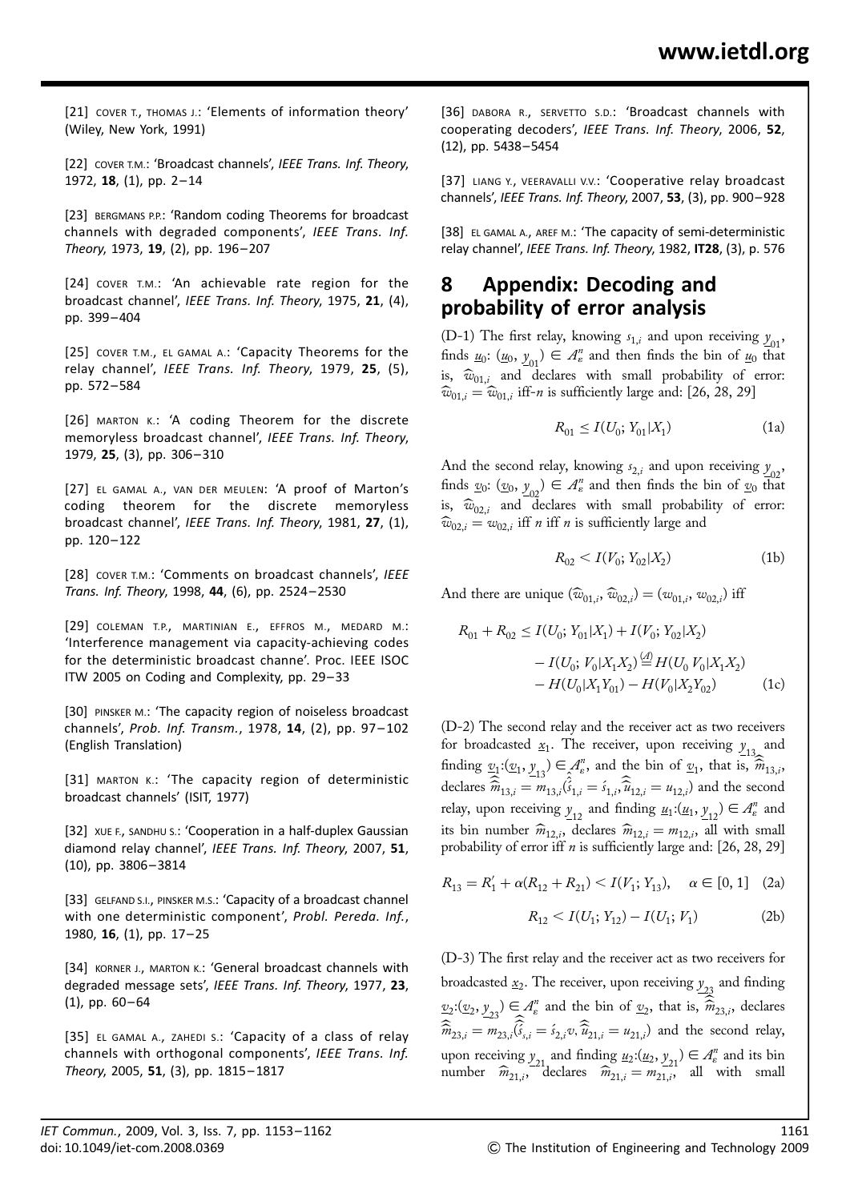[21] COVER T., THOMAS J.: 'Elements of information theory' (Wiley, New York, 1991)

[22] COVER T.M.: 'Broadcast channels', *IEEE Trans. Inf. Theory*, 1972, **18**, (1), pp. 2–14

[23] BERGMANS P.P.: 'Random coding Theorems for broadcast channels with degraded components', *IEEE Trans. Inf. Theory*, 1973, **19**, (2), pp. 196–207

[24] COVER T.M.: 'An achievable rate region for the broadcast channel', *IEEE Trans. Inf. Theory*, 1975, **21**, (4), pp. 399–404

[25] COVER T.M., EL GAMAL A.: 'Capacity Theorems for the relay channel', *IEEE Trans. Inf. Theory*, 1979, **25**, (5), pp. 572–584

[26] MARTON K.: 'A coding Theorem for the discrete memoryless broadcast channel', *IEEE Trans. Inf. Theory*, 1979, **25**, (3), pp. 306–310

[27] EL GAMAL A., VAN DER MEULEN: 'A proof of Marton's coding theorem for the discrete memoryless broadcast channel', *IEEE Trans. Inf. Theory*, 1981, **27**, (1), pp. 120–122

[28] COVER T.M.: 'Comments on broadcast channels', *IEEE Trans. Inf. Theory*, 1998, **44**, (6), pp. 2524–2530

[29] COLEMAN T.P., MARTINIAN E., EFFROS M., MEDARD M.: 'Interference management via capacity-achieving codes for the deterministic broadcast channe'. Proc. IEEE ISOC ITW 2005 on Coding and Complexity, pp. 29–33

[30] PINSKER M.: 'The capacity region of noiseless broadcast channels', *Prob. Inf. Transm.*, 1978, **14**, (2), pp. 97–102 (English Translation)

[31] MARTON K.: 'The capacity region of deterministic broadcast channels' (ISIT, 1977)

[32] XUE F., SANDHU S.: 'Cooperation in a half-duplex Gaussian diamond relay channel', *IEEE Trans. Inf. Theory*, 2007, **51**, (10), pp. 3806–3814

[33] GELFAND S.I., PINSKER M.S.: 'Capacity of a broadcast channel with one deterministic component', *Probl. Pereda. Inf.*, 1980, **16**, (1), pp. 17–25

[34] KORNER J., MARTON K.: 'General broadcast channels with degraded message sets', *IEEE Trans. Inf. Theory*, 1977, **23**, (1), pp. 60–64

[35] EL GAMAL A., ZAHEDI S.: 'Capacity of a class of relay channels with orthogonal components', *IEEE Trans. Inf. Theory*, 2005, **51**, (3), pp. 1815–1817

[36] DABORA R., SERVETTO S.D.: 'Broadcast channels with cooperating decoders', *IEEE Trans. Inf. Theory*, 2006, **52**, (12), pp. 5438–5454

[37] LIANG Y., VEERAVALLI V.V.: 'Cooperative relay broadcast channels', *IEEE Trans. Inf. Theory*, 2007, **53**, (3), pp. 900–928

[38] EL GAMAL A., AREF M.: 'The capacity of semi-deterministic relay channel', *IEEE Trans. Inf. Theory*, 1982, **IT28**, (3), p. 576

## 8 Appendix: Decoding and probability of error analysis

(D-1) The first relay, knowing $s_{1,i}$ and upon receiving $\underline{y}_{01}$, finds $\underline{u}_0$: $(\underline{u}_0, \underline{y}_{01}) \in A_\varepsilon^n$ and then finds the bin of $\underline{u}_0$ that is, $\widehat{w}_{01,i}$ and declares with small probability of error: $\widehat{w}_{01,i} = \widehat{w}_{01,i}$ iff-$n$ is sufficiently large and: [26, 28, 29]

$$R_{01} \leq I(U_0; Y_{01}|X_1) \tag{1a}$$

And the second relay, knowing $s_{2,i}$ and upon receiving $\underline{y}_{02}$, finds $\underline{v}_0$: $(\underline{v}_0, \underline{y}_{02}) \in A_\varepsilon^n$ and then finds the bin of $\underline{v}_0$ that is, $\widehat{w}_{02,i}$ and declares with small probability of error: $\widehat{w}_{02,i} = w_{02,i}$ iff $n$ iff $n$ is sufficiently large and

$$R_{02} < I(V_0; Y_{02}|X_2) \tag{1b}$$

And there are unique $(\widehat{w}_{01,i}, \widehat{w}_{02,i}) = (w_{01,i}, w_{02,i})$ iff

$$\begin{aligned} R_{01} + R_{02} \leq\ & I(U_0; Y_{01}|X_1) + I(V_0; Y_{02}|X_2) \\ & - I(U_0; V_0|X_1X_2) \stackrel{(A)}{=} H(U_0\, V_0|X_1X_2) \\ & - H(U_0|X_1Y_{01}) - H(V_0|X_2Y_{02}) \end{aligned} \tag{1c}$$

(D-2) The second relay and the receiver act as two receivers for broadcasted $\underline{x}_1$. The receiver, upon receiving $\underline{y}_{13}$ and finding $\underline{v}_1$:$(\underline{v}_1, \underline{y}_{13}) \in A_\varepsilon^n$, and the bin of $\underline{v}_1$, that is, $\widehat{\widehat{m}}_{13,i}$, declares $\widehat{\widehat{m}}_{13,i} = m_{13,i}(\hat{\acute{s}}_{1,i} = \acute{s}_{1,i}, \widehat{\widehat{u}}_{12,i} = u_{12,i})$ and the second relay, upon receiving $\underline{y}_{12}$ and finding $\underline{u}_1$:$(\underline{u}_1, \underline{y}_{12}) \in A_\varepsilon^n$ and its bin number $\widehat{m}_{12,i}$, declares $\widehat{m}_{12,i} = m_{12,i}$, all with small probability of error iff $n$ is sufficiently large and: [26, 28, 29]

$$R_{13} = R_1' + \alpha(R_{12} + R_{21}) < I(V_1; Y_{13}), \quad \alpha \in [0, 1] \tag{2a}$$

$$R_{12} < I(U_1; Y_{12}) - I(U_1; V_1) \tag{2b}$$

(D-3) The first relay and the receiver act as two receivers for broadcasted $\underline{x}_2$. The receiver, upon receiving $\underline{y}_{23}$ and finding $\underline{v}_2$:$(\underline{v}_2, \underline{y}_{23}) \in A_\varepsilon^n$ and the bin of $\underline{v}_2$, that is, $\widehat{\widehat{m}}_{23,i}$, declares $\widehat{\widehat{m}}_{23,i} = m_{23,i}(\widehat{\widehat{s}}_{,i} = \acute{s}_{2,i}v, \widehat{\widehat{u}}_{21,i} = u_{21,i})$ and the second relay, upon receiving $\underline{y}_{21}$ and finding $\underline{u}_2$:$(\underline{u}_2, \underline{y}_{21}) \in A_\varepsilon^n$ and its bin number $\widehat{m}_{21,i}$, declares $\widehat{m}_{21,i} = m_{21,i}$, all with small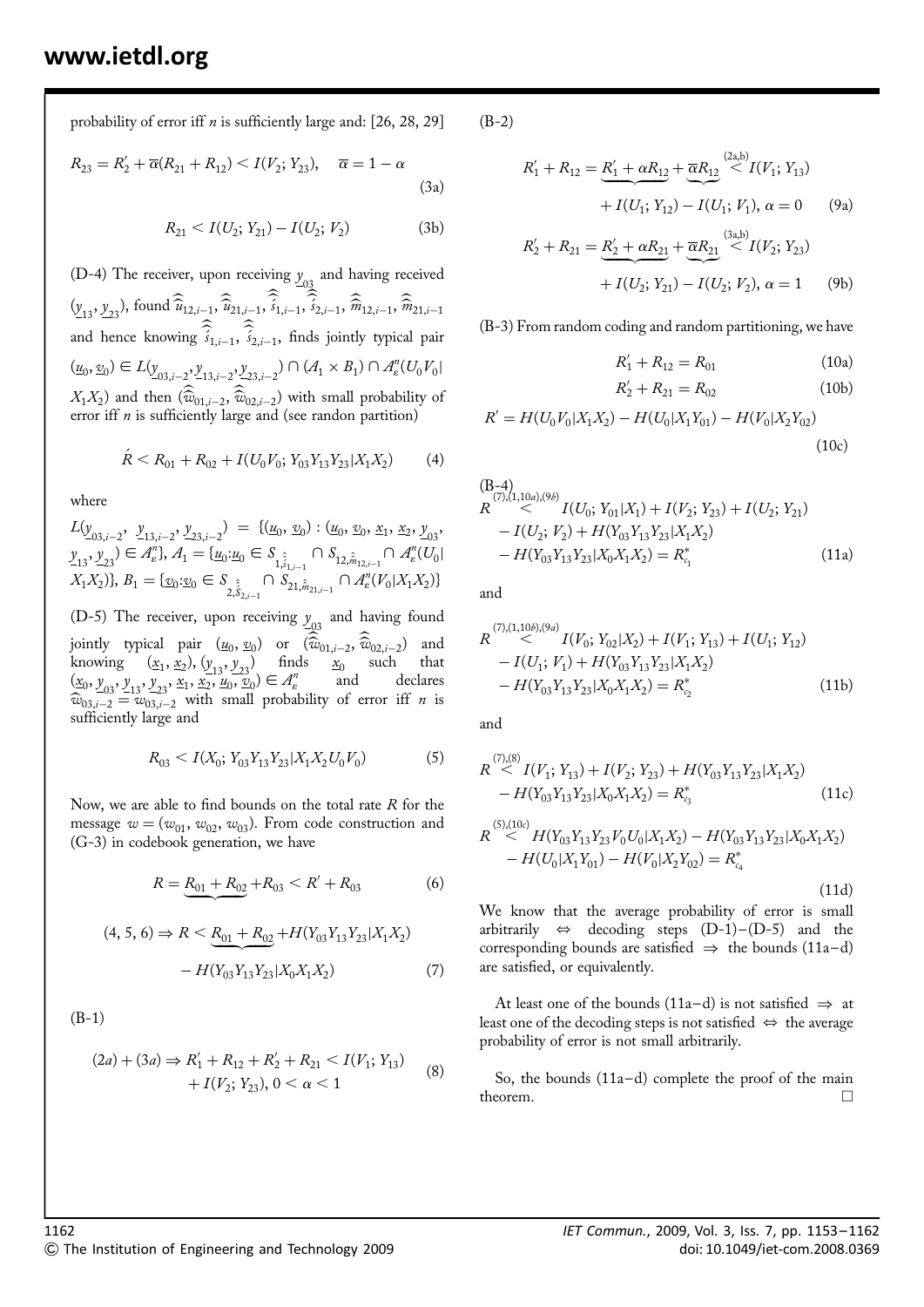probability of error iff $n$ is sufficiently large and: [26, 28, 29]

$$R_{23} = R_2' + \overline{\alpha}(R_{21} + R_{12}) < I(V_2; Y_{23}), \quad \overline{\alpha} = 1 - \alpha \tag{3a}$$

$$R_{21} < I(U_2; Y_{21}) - I(U_2; V_2) \tag{3b}$$

(D-4) The receiver, upon receiving $\underline{y}_{03}$ and having received $(\underline{y}_{13}, \underline{y}_{23})$, found $\widehat{\widehat{u}}_{12,i-1}, \widehat{\widehat{u}}_{21,i-1}, \widehat{\widehat{\hat{s}}}_{1,i-1}, \widehat{\widehat{\hat{s}}}_{2,i-1}, \widehat{\widehat{m}}_{12,i-1}, \widehat{\widehat{m}}_{21,i-1}$ and hence knowing $\widehat{\widehat{\hat{s}}}_{1,i-1}, \widehat{\widehat{\hat{s}}}_{2,i-1}$, finds jointly typical pair $(\underline{u}_0, \underline{v}_0) \in L(\underline{y}_{03,i-2}, \underline{y}_{13,i-2}, \underline{y}_{23,i-2}) \cap (A_1 \times B_1) \cap A_\varepsilon^n(U_0V_0|X_1X_2)$ and then $(\widehat{\widehat{w}}_{01,i-2}, \widehat{\widehat{w}}_{02,i-2})$ with small probability of error iff $n$ is sufficiently large and (see randon partition)

$$\acute{R} < R_{01} + R_{02} + I(U_0V_0; Y_{03}Y_{13}Y_{23}|X_1X_2) \tag{4}$$

where

$L(\underline{y}_{03,i-2}, \underline{y}_{13,i-2}, \underline{y}_{23,i-2}) = \{(\underline{u}_0, \underline{v}_0) : (\underline{u}_0, \underline{v}_0, \underline{x}_1, \underline{x}_2, \underline{y}_{03}, \underline{y}_{13}, \underline{y}_{23}) \in A_\varepsilon^n\}$, $A_1 = \{\underline{u}_0 : \underline{u}_0 \in S_{1,\hat{\hat{s}}_{1,i-1}} \cap S_{12,\hat{\hat{m}}_{12,i-1}} \cap A_\varepsilon^n(U_0|X_1X_2)\}$, $B_1 = \{\underline{v}_0 : \underline{v}_0 \in S_{2,\hat{\hat{s}}_{2,i-1}} \cap S_{21,\hat{\hat{m}}_{21,i-1}} \cap A_\varepsilon^n(V_0|X_1X_2)\}$

(D-5) The receiver, upon receiving $\underline{y}_{03}$ and having found jointly typical pair $(\underline{u}_0, \underline{v}_0)$ or $(\widehat{\widehat{w}}_{01,i-2}, \widehat{\widehat{w}}_{02,i-2})$ and knowing $(\underline{x}_1, \underline{x}_2), (\underline{y}_{13}, \underline{y}_{23})$ finds $\underline{x}_0$ such that $(\underline{x}_0, \underline{y}_{03}, \underline{y}_{13}, \underline{y}_{23}, \underline{x}_1, \underline{x}_2, \underline{u}_0, \underline{v}_0) \in A_\varepsilon^n$ and declares $\widehat{w}_{03,i-2} = w_{03,i-2}$ with small probability of error iff $n$ is sufficiently large and

$$R_{03} < I(X_0; Y_{03}Y_{13}Y_{23}|X_1X_2U_0V_0) \tag{5}$$

Now, we are able to find bounds on the total rate $R$ for the message $w = (w_{01}, w_{02}, w_{03})$. From code construction and (G-3) in codebook generation, we have

$$R = \underbrace{R_{01} + R_{02}} + R_{03} < R' + R_{03} \tag{6}$$

$$(4, 5, 6) \Rightarrow R < \underbrace{R_{01} + R_{02}} + H(Y_{03}Y_{13}Y_{23}|X_1X_2) - H(Y_{03}Y_{13}Y_{23}|X_0X_1X_2) \tag{7}$$

(B-1)

$$(2a) + (3a) \Rightarrow R_1' + R_{12} + R_2' + R_{21} < I(V_1; Y_{13}) + I(V_2; Y_{23}), \; 0 < \alpha < 1 \tag{8}$$

(B-2)

$$R_1' + R_{12} = \underbrace{R_1' + \alpha R_{12}} + \underbrace{\overline{\alpha} R_{12}} \overset{(2a,b)}{<} I(V_1; Y_{13}) + I(U_1; Y_{12}) - I(U_1; V_1), \; \alpha = 0 \tag{9a}$$

$$R_2' + R_{21} = \underbrace{R_2' + \alpha R_{21}} + \underbrace{\overline{\alpha} R_{21}} \overset{(3a,b)}{<} I(V_2; Y_{23}) + I(U_2; Y_{21}) - I(U_2; V_2), \; \alpha = 1 \tag{9b}$$

(B-3) From random coding and random partitioning, we have

$$R_1' + R_{12} = R_{01} \tag{10a}$$

$$R_2' + R_{21} = R_{02} \tag{10b}$$

$$R' = H(U_0V_0|X_1X_2) - H(U_0|X_1Y_{01}) - H(V_0|X_2Y_{02}) \tag{10c}$$

(B-4)

$$R \overset{(7),(1,10a),(9b)}{<} I(U_0; Y_{01}|X_1) + I(V_2; Y_{23}) + I(U_2; Y_{21}) - I(U_2; V_2) + H(Y_{03}Y_{13}Y_{23}|X_1X_2) - H(Y_{03}Y_{13}Y_{23}|X_0X_1X_2) = R^*_{c_1} \tag{11a}$$

and

$$R \overset{(7),(1,10b),(9a)}{<} I(V_0; Y_{02}|X_2) + I(V_1; Y_{13}) + I(U_1; Y_{12}) - I(U_1; V_1) + H(Y_{03}Y_{13}Y_{23}|X_1X_2) - H(Y_{03}Y_{13}Y_{23}|X_0X_1X_2) = R^*_{c_2} \tag{11b}$$

and

$$R \overset{(7),(8)}{<} I(V_1; Y_{13}) + I(V_2; Y_{23}) + H(Y_{03}Y_{13}Y_{23}|X_1X_2) - H(Y_{03}Y_{13}Y_{23}|X_0X_1X_2) = R^*_{c_3} \tag{11c}$$

$$R \overset{(5),(10c)}{<} H(Y_{03}Y_{13}Y_{23}V_0U_0|X_1X_2) - H(Y_{03}Y_{13}Y_{23}|X_0X_1X_2) - H(U_0|X_1Y_{01}) - H(V_0|X_2Y_{02}) = R^*_{c_4} \tag{11d}$$

We know that the average probability of error is small arbitrarily $\Leftrightarrow$ decoding steps (D-1)–(D-5) and the corresponding bounds are satisfied $\Rightarrow$ the bounds (11a–d) are satisfied, or equivalently.

At least one of the bounds (11a–d) is not satisfied $\Rightarrow$ at least one of the decoding steps is not satisfied $\Leftrightarrow$ the average probability of error is not small arbitrarily.

So, the bounds (11a–d) complete the proof of the main theorem. □